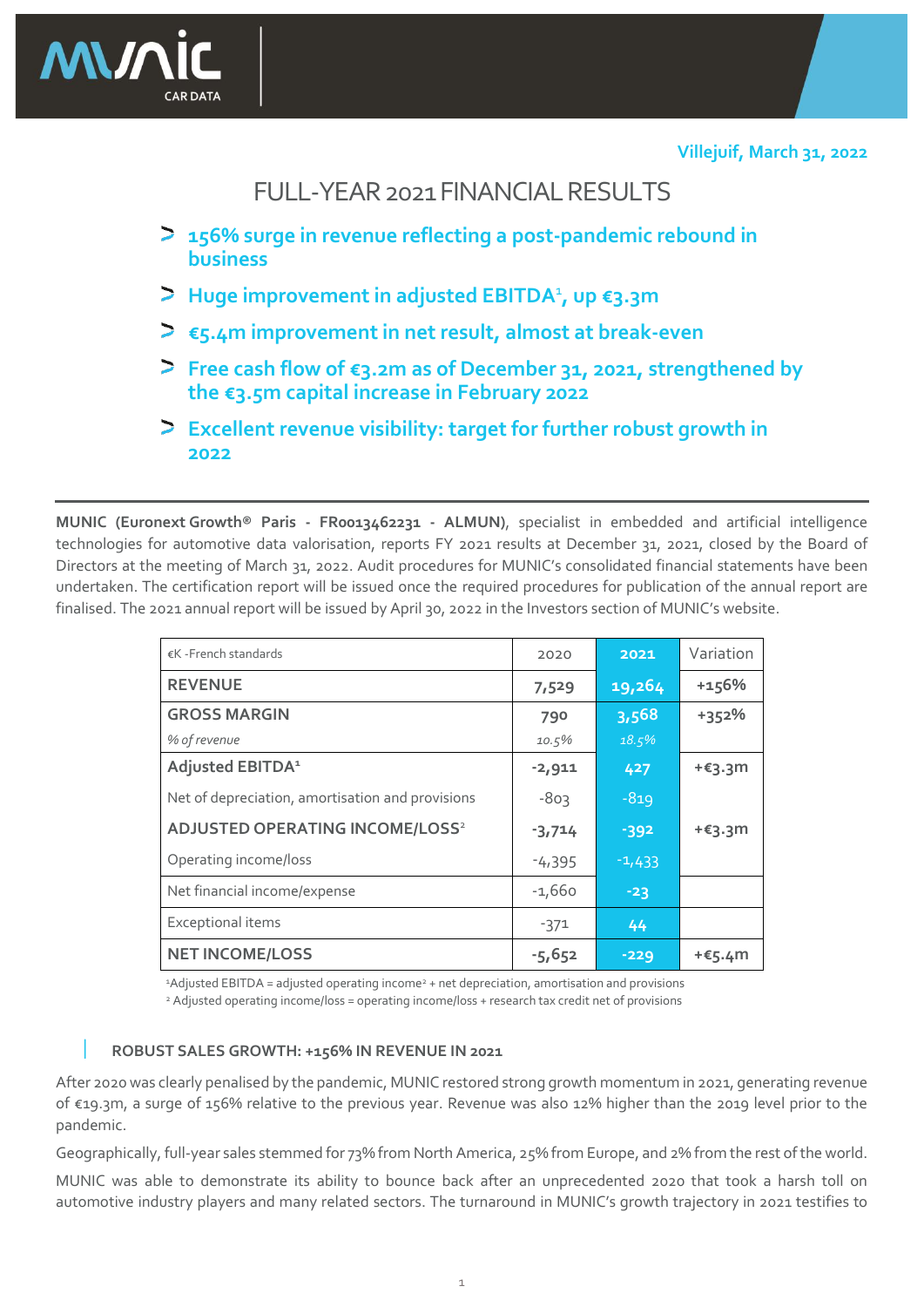Villejuif, March 31, 2022

# FULL-YEAR 2021 FINANCIAL RESULTS

- **156% surge in revenue reflecting a post-pandemic rebound in business**
- **Huge improvement in adjusted EBITDA[1], up €3.3m**
- **€5.4m improvement in net result, almost at break-even**
- **Free cash flow of €3.2m as of December 31, 2021, strengthened by the €3.5m capital increase in February 2022**
- **Excellent revenue visibility: target for further robust growth in 2022**

---

**MUNIC (Euronext Growth® Paris - FR0013462231 - ALMUN)**, specialist in embedded and artificial intelligence technologies for automotive data valorisation, reports FY 2021 results at December 31, 2021, closed by the Board of Directors at the meeting of March 31, 2022. Audit procedures for MUNIC's consolidated financial statements have been undertaken. The certification report will be issued once the required procedures for publication of the annual report are finalised. The 2021 annual report will be issued by April 30, 2022 in the Investors section of MUNIC's website.

| €K -French standards | 2020 | 2021 | Variation |
|---|---|---|---|
| **REVENUE** | **7,529** | **19,264** | **+156%** |
| **GROSS MARGIN** | **790** | **3,568** | **+352%** |
| *% of revenue* | *10.5%* | *18.5%* | |
| **Adjusted EBITDA[1]** | **-2,911** | **427** | **+€3.3m** |
| Net of depreciation, amortisation and provisions | -803 | -819 | |
| **ADJUSTED OPERATING INCOME/LOSS[2]** | **-3,714** | **-392** | **+€3.3m** |
| Operating income/loss | -4,395 | -1,433 | |
| Net financial income/expense | -1,660 | -23 | |
| Exceptional items | -371 | 44 | |
| **NET INCOME/LOSS** | **-5,652** | **-229** | **+€5.4m** |

[1]Adjusted EBITDA = adjusted operating income[2] + net depreciation, amortisation and provisions
[2] Adjusted operating income/loss = operating income/loss + research tax credit net of provisions

## ROBUST SALES GROWTH: +156% IN REVENUE IN 2021

After 2020 was clearly penalised by the pandemic, MUNIC restored strong growth momentum in 2021, generating revenue of €19.3m, a surge of 156% relative to the previous year. Revenue was also 12% higher than the 2019 level prior to the pandemic.

Geographically, full-year sales stemmed for 73% from North America, 25% from Europe, and 2% from the rest of the world.

MUNIC was able to demonstrate its ability to bounce back after an unprecedented 2020 that took a harsh toll on automotive industry players and many related sectors. The turnaround in MUNIC's growth trajectory in 2021 testifies to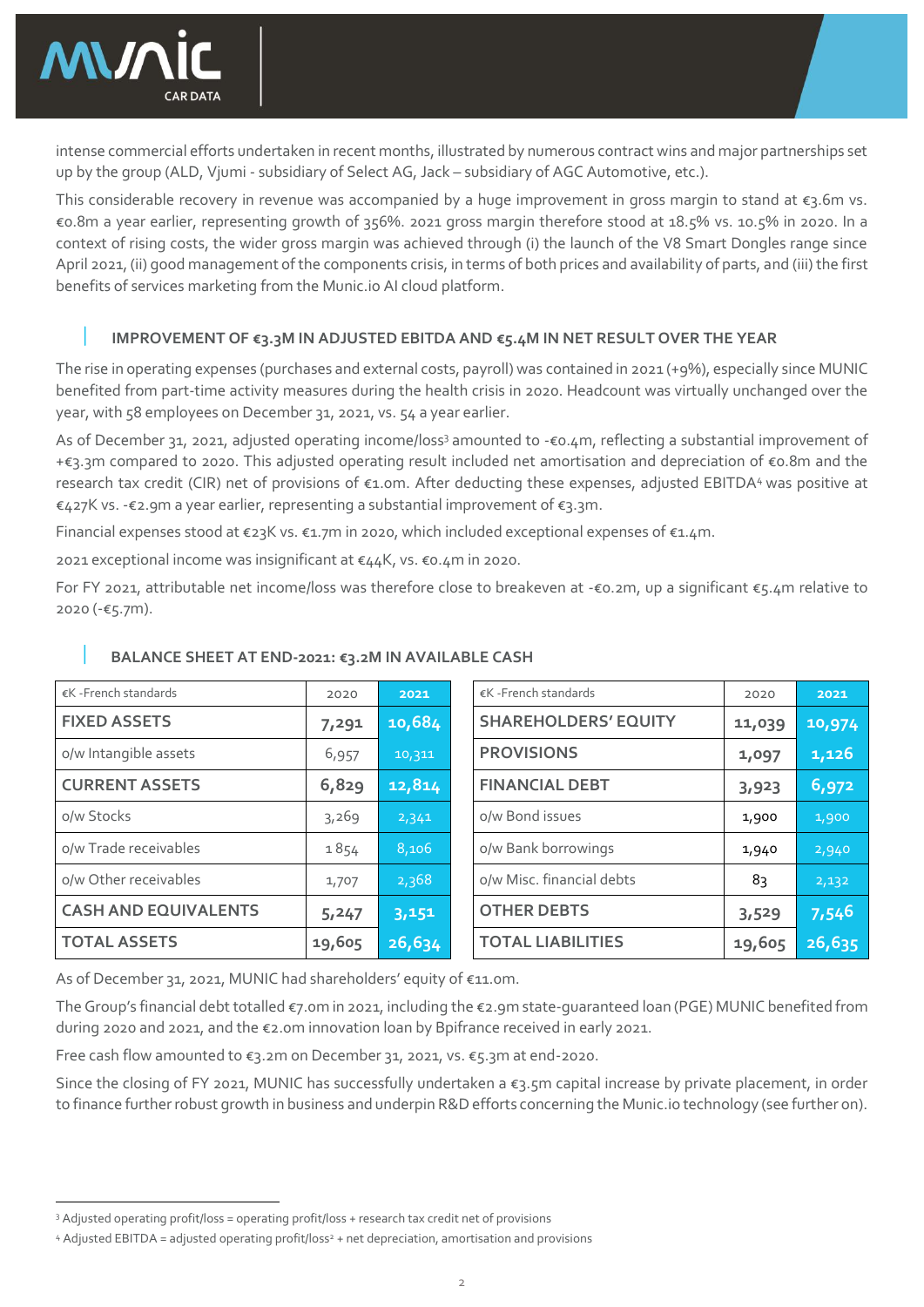intense commercial efforts undertaken in recent months, illustrated by numerous contract wins and major partnerships set up by the group (ALD, Vjumi - subsidiary of Select AG, Jack – subsidiary of AGC Automotive, etc.).

This considerable recovery in revenue was accompanied by a huge improvement in gross margin to stand at €3.6m vs. €0.8m a year earlier, representing growth of 356%. 2021 gross margin therefore stood at 18.5% vs. 10.5% in 2020. In a context of rising costs, the wider gross margin was achieved through (i) the launch of the V8 Smart Dongles range since April 2021, (ii) good management of the components crisis, in terms of both prices and availability of parts, and (iii) the first benefits of services marketing from the Munic.io AI cloud platform.

## IMPROVEMENT OF €3.3M IN ADJUSTED EBITDA AND €5.4M IN NET RESULT OVER THE YEAR

The rise in operating expenses (purchases and external costs, payroll) was contained in 2021 (+9%), especially since MUNIC benefited from part-time activity measures during the health crisis in 2020. Headcount was virtually unchanged over the year, with 58 employees on December 31, 2021, vs. 54 a year earlier.

As of December 31, 2021, adjusted operating income/loss[3] amounted to -€0.4m, reflecting a substantial improvement of +€3.3m compared to 2020. This adjusted operating result included net amortisation and depreciation of €0.8m and the research tax credit (CIR) net of provisions of €1.0m. After deducting these expenses, adjusted EBITDA[4] was positive at €427K vs. -€2.9m a year earlier, representing a substantial improvement of €3.3m.

Financial expenses stood at €23K vs. €1.7m in 2020, which included exceptional expenses of €1.4m.

2021 exceptional income was insignificant at €44K, vs. €0.4m in 2020.

For FY 2021, attributable net income/loss was therefore close to breakeven at -€0.2m, up a significant €5.4m relative to 2020 (-€5.7m).

## BALANCE SHEET AT END-2021: €3.2M IN AVAILABLE CASH

| €K -French standards | 2020 | 2021 |
|---|---|---|
| **FIXED ASSETS** | **7,291** | **10,684** |
| o/w Intangible assets | 6,957 | 10,311 |
| **CURRENT ASSETS** | **6,829** | **12,814** |
| o/w Stocks | 3,269 | 2,341 |
| o/w Trade receivables | 1 854 | 8,106 |
| o/w Other receivables | 1,707 | 2,368 |
| **CASH AND EQUIVALENTS** | **5,247** | **3,151** |
| **TOTAL ASSETS** | **19,605** | **26,634** |

| €K -French standards | 2020 | 2021 |
|---|---|---|
| **SHAREHOLDERS' EQUITY** | **11,039** | **10,974** |
| **PROVISIONS** | **1,097** | **1,126** |
| **FINANCIAL DEBT** | **3,923** | **6,972** |
| o/w Bond issues | 1,900 | 1,900 |
| o/w Bank borrowings | 1,940 | 2,940 |
| o/w Misc. financial debts | 83 | 2,132 |
| **OTHER DEBTS** | **3,529** | **7,546** |
| **TOTAL LIABILITIES** | **19,605** | **26,635** |

As of December 31, 2021, MUNIC had shareholders' equity of €11.0m.

The Group's financial debt totalled €7.0m in 2021, including the €2.9m state-guaranteed loan (PGE) MUNIC benefited from during 2020 and 2021, and the €2.0m innovation loan by Bpifrance received in early 2021.

Free cash flow amounted to €3.2m on December 31, 2021, vs. €5.3m at end-2020.

Since the closing of FY 2021, MUNIC has successfully undertaken a €3.5m capital increase by private placement, in order to finance further robust growth in business and underpin R&D efforts concerning the Munic.io technology (see further on).

---

[3] Adjusted operating profit/loss = operating profit/loss + research tax credit net of provisions

[4] Adjusted EBITDA = adjusted operating profit/loss[2] + net depreciation, amortisation and provisions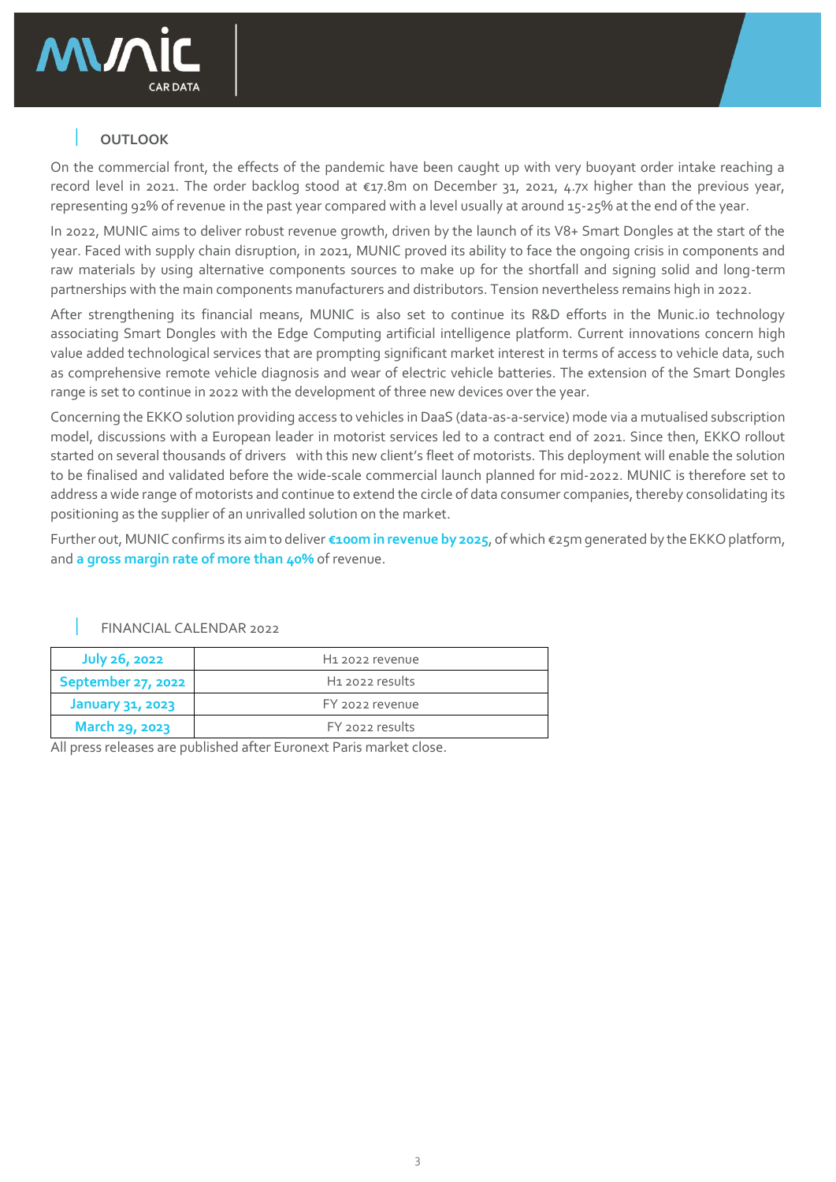## OUTLOOK

On the commercial front, the effects of the pandemic have been caught up with very buoyant order intake reaching a record level in 2021. The order backlog stood at €17.8m on December 31, 2021, 4.7x higher than the previous year, representing 92% of revenue in the past year compared with a level usually at around 15-25% at the end of the year.

In 2022, MUNIC aims to deliver robust revenue growth, driven by the launch of its V8+ Smart Dongles at the start of the year. Faced with supply chain disruption, in 2021, MUNIC proved its ability to face the ongoing crisis in components and raw materials by using alternative components sources to make up for the shortfall and signing solid and long-term partnerships with the main components manufacturers and distributors. Tension nevertheless remains high in 2022.

After strengthening its financial means, MUNIC is also set to continue its R&D efforts in the Munic.io technology associating Smart Dongles with the Edge Computing artificial intelligence platform. Current innovations concern high value added technological services that are prompting significant market interest in terms of access to vehicle data, such as comprehensive remote vehicle diagnosis and wear of electric vehicle batteries. The extension of the Smart Dongles range is set to continue in 2022 with the development of three new devices over the year.

Concerning the EKKO solution providing access to vehicles in DaaS (data-as-a-service) mode via a mutualised subscription model, discussions with a European leader in motorist services led to a contract end of 2021. Since then, EKKO rollout started on several thousands of drivers with this new client's fleet of motorists. This deployment will enable the solution to be finalised and validated before the wide-scale commercial launch planned for mid-2022. MUNIC is therefore set to address a wide range of motorists and continue to extend the circle of data consumer companies, thereby consolidating its positioning as the supplier of an unrivalled solution on the market.

Further out, MUNIC confirms its aim to deliver **€100m in revenue by 2025**, of which €25m generated by the EKKO platform, and **a gross margin rate of more than 40%** of revenue.

## FINANCIAL CALENDAR 2022

| | |
|---|---|
| **July 26, 2022** | H1 2022 revenue |
| **September 27, 2022** | H1 2022 results |
| **January 31, 2023** | FY 2022 revenue |
| **March 29, 2023** | FY 2022 results |

All press releases are published after Euronext Paris market close.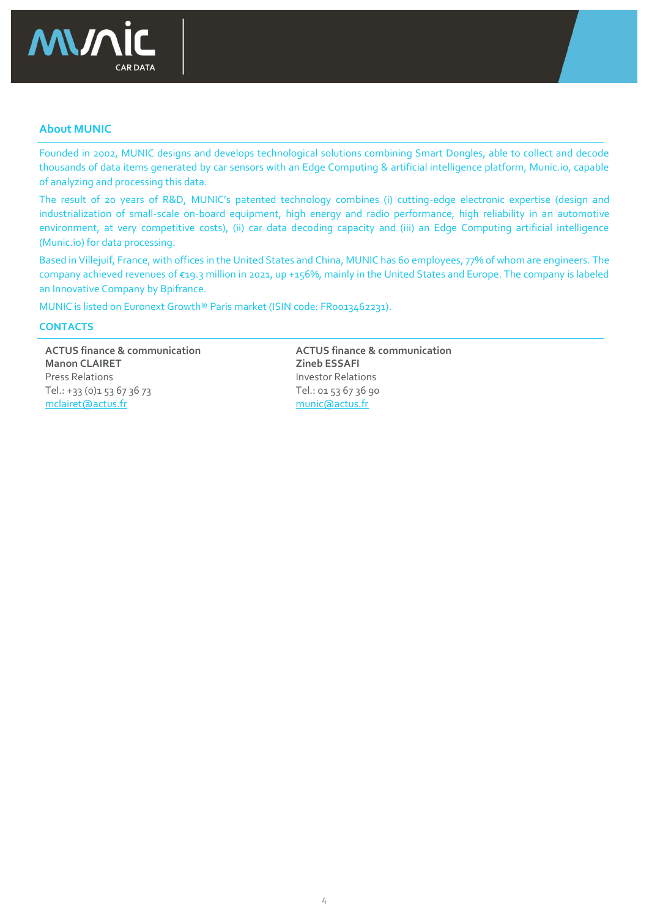## About MUNIC

Founded in 2002, MUNIC designs and develops technological solutions combining Smart Dongles, able to collect and decode thousands of data items generated by car sensors with an Edge Computing & artificial intelligence platform, Munic.io, capable of analyzing and processing this data.

The result of 20 years of R&D, MUNIC's patented technology combines (i) cutting-edge electronic expertise (design and industrialization of small-scale on-board equipment, high energy and radio performance, high reliability in an automotive environment, at very competitive costs), (ii) car data decoding capacity and (iii) an Edge Computing artificial intelligence (Munic.io) for data processing.

Based in Villejuif, France, with offices in the United States and China, MUNIC has 60 employees, 77% of whom are engineers. The company achieved revenues of €19.3 million in 2021, up +156%, mainly in the United States and Europe. The company is labeled an Innovative Company by Bpifrance.

MUNIC is listed on Euronext Growth® Paris market (ISIN code: FR0013462231).

## CONTACTS

**ACTUS finance & communication**
**Manon CLAIRET**
Press Relations
Tel.: +33 (0)1 53 67 36 73
mclairet@actus.fr

**ACTUS finance & communication**
**Zineb ESSAFI**
Investor Relations
Tel.: 01 53 67 36 90
munic@actus.fr